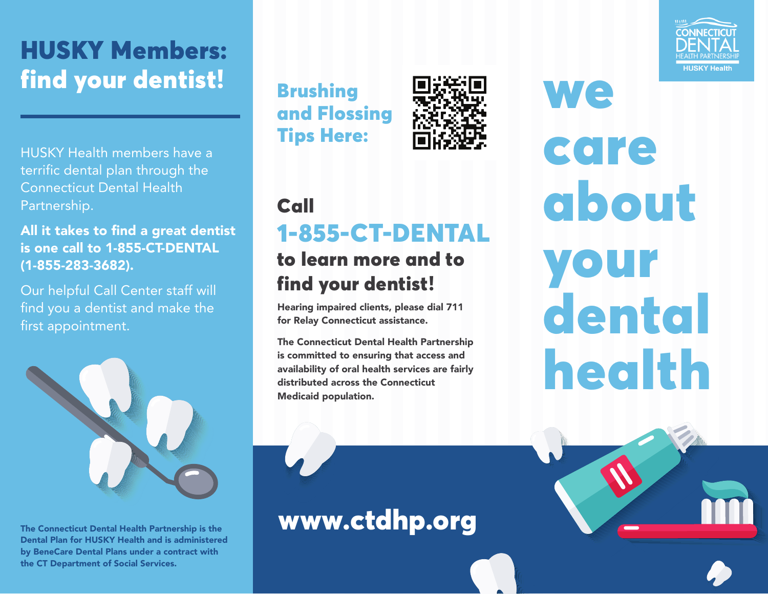# HUSKY Members: find your dentist!

HUSKY Health members have a terrific dental plan through the Connecticut Dental Health Partnership.

**All it takes to find a great dentist is one call to 1-855-CT-DENTAL (1-855-283-3682).**

Our helpful Call Center staff will find you a dentist and make the first appointment.

**The Connecticut Dental Health Partnership is the Dental Plan for HUSKY Health and is administered by BeneCare Dental Plans under a contract with the CT Department of Social Services.**

## Brushing and Flossing Tips Here:

## Call 1-855-CT-DENTAL to learn more and to find your dentist!

**Hearing impaired clients, please dial 711 for Relay Connecticut assistance.**

**The Connecticut Dental Health Partnership is committed to ensuring that access and availability of oral health services are fairly distributed across the Connecticut Medicaid population.**

## www.ctdhp.org

CONNECTICUT DENTAL HEALTH PARTNERSHIP
HUSKY Health

# we care about your dental health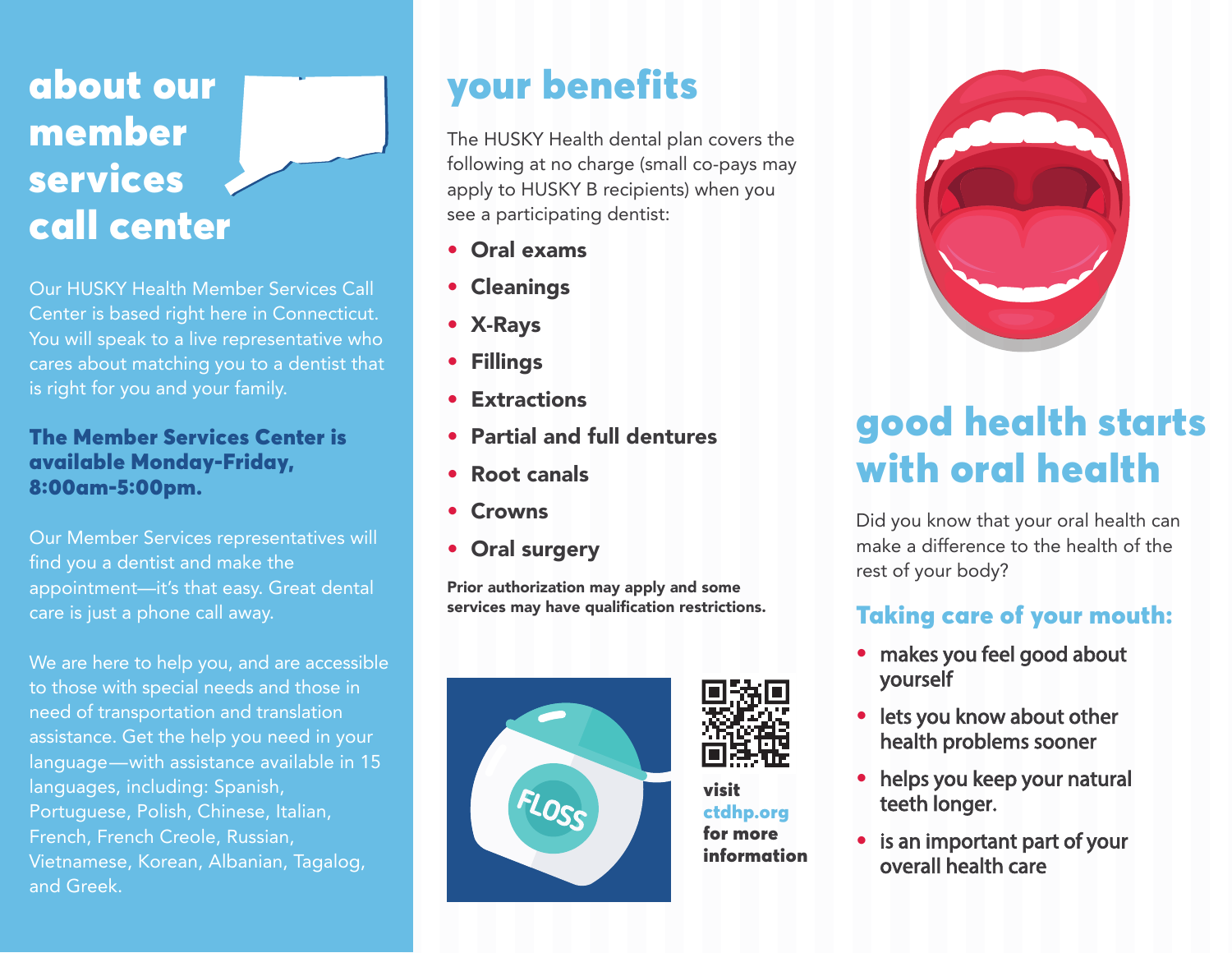## about our member services call center

Our HUSKY Health Member Services Call Center is based right here in Connecticut. You will speak to a live representative who cares about matching you to a dentist that is right for you and your family.

**The Member Services Center is available Monday-Friday, 8:00am-5:00pm.**

Our Member Services representatives will find you a dentist and make the appointment—it's that easy. Great dental care is just a phone call away.

We are here to help you, and are accessible to those with special needs and those in need of transportation and translation assistance. Get the help you need in your language—with assistance available in 15 languages, including: Spanish, Portuguese, Polish, Chinese, Italian, French, French Creole, Russian, Vietnamese, Korean, Albanian, Tagalog, and Greek.

## your benefits

The HUSKY Health dental plan covers the following at no charge (small co-pays may apply to HUSKY B recipients) when you see a participating dentist:

- **Oral exams**
- **Cleanings**
- **X-Rays**
- **Fillings**
- **Extractions**
- **Partial and full dentures**
- **Root canals**
- **Crowns**
- **Oral surgery**

**Prior authorization may apply and some services may have qualification restrictions.**

FLOSS

**visit ctdhp.org for more information**

## good health starts with oral health

Did you know that your oral health can make a difference to the health of the rest of your body?

### Taking care of your mouth:

- makes you feel good about yourself
- lets you know about other health problems sooner
- helps you keep your natural teeth longer.
- is an important part of your overall health care